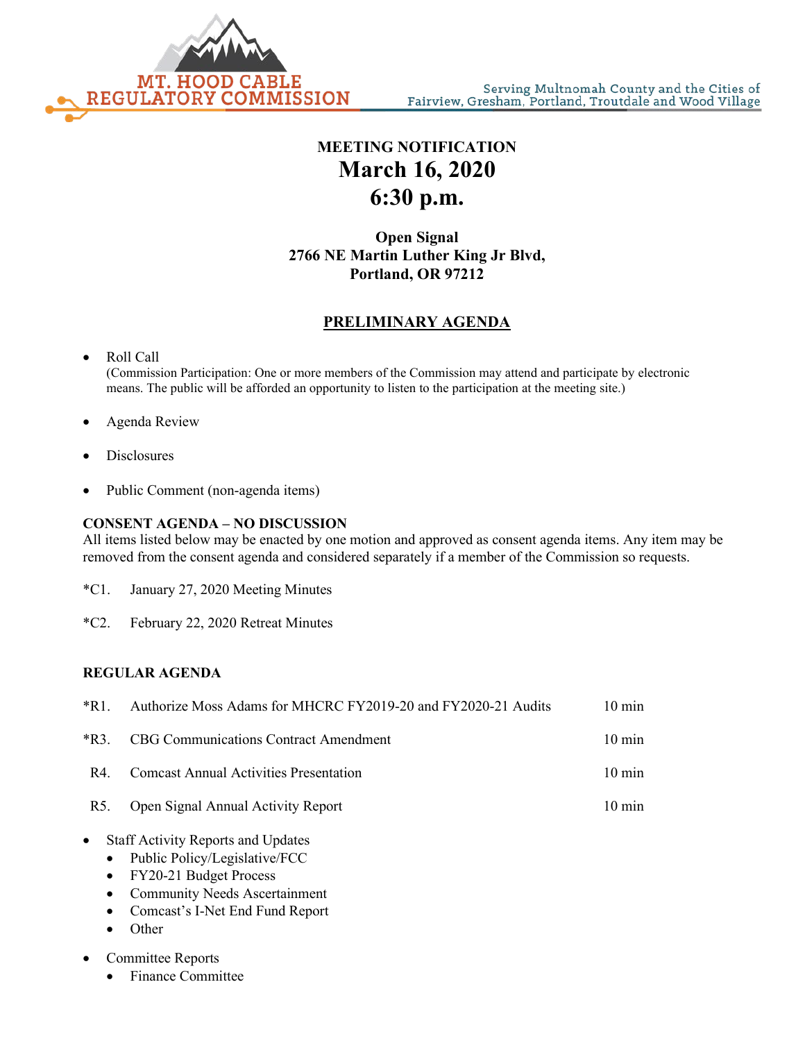MT. HOOD CABLE REGULATORY COMMISSION

Serving Multnomah County and the Cities of Fairview, Gresham, Portland, Troutdale and Wood Village

**MEETING NOTIFICATION**

# March 16, 2020
# 6:30 p.m.

**Open Signal**
**2766 NE Martin Luther King Jr Blvd,**
**Portland, OR 97212**

## PRELIMINARY AGENDA

- Roll Call
  (Commission Participation: One or more members of the Commission may attend and participate by electronic means. The public will be afforded an opportunity to listen to the participation at the meeting site.)
- Agenda Review
- Disclosures
- Public Comment (non-agenda items)

**CONSENT AGENDA – NO DISCUSSION**

All items listed below may be enacted by one motion and approved as consent agenda items. Any item may be removed from the consent agenda and considered separately if a member of the Commission so requests.

*C1. January 27, 2020 Meeting Minutes

*C2. February 22, 2020 Retreat Minutes

**REGULAR AGENDA**

| | | |
|---|---|---|
| *R1. | Authorize Moss Adams for MHCRC FY2019-20 and FY2020-21 Audits | 10 min |
| *R3. | CBG Communications Contract Amendment | 10 min |
| R4. | Comcast Annual Activities Presentation | 10 min |
| R5. | Open Signal Annual Activity Report | 10 min |

- Staff Activity Reports and Updates
  - Public Policy/Legislative/FCC
  - FY20-21 Budget Process
  - Community Needs Ascertainment
  - Comcast's I-Net End Fund Report
  - Other
- Committee Reports
  - Finance Committee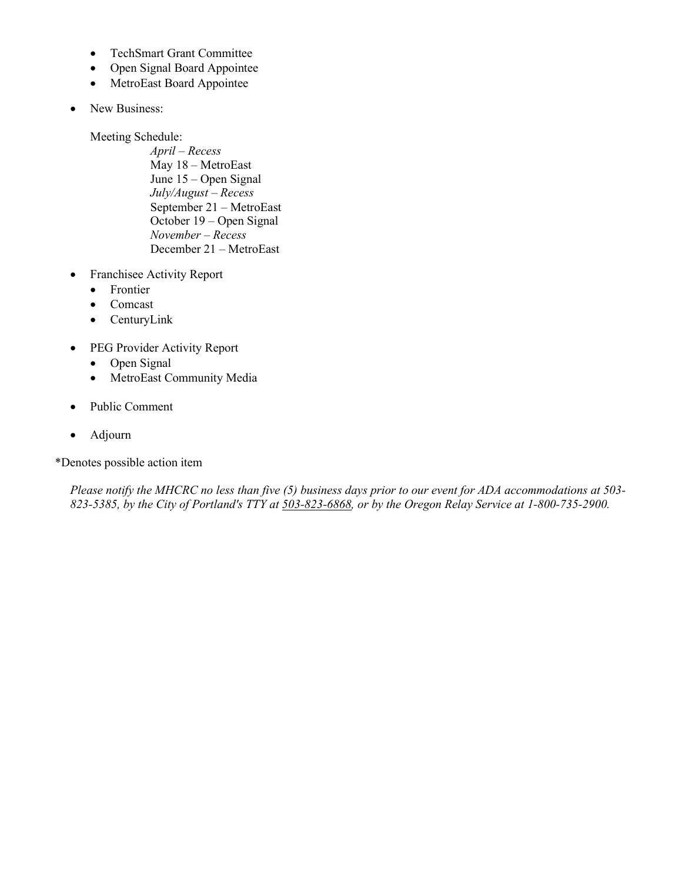- TechSmart Grant Committee
- Open Signal Board Appointee
- MetroEast Board Appointee

- New Business:

  Meeting Schedule:

  *April – Recess*
  May 18 – MetroEast
  June 15 – Open Signal
  *July/August – Recess*
  September 21 – MetroEast
  October 19 – Open Signal
  *November – Recess*
  December 21 – MetroEast

- Franchisee Activity Report
  - Frontier
  - Comcast
  - CenturyLink

- PEG Provider Activity Report
  - Open Signal
  - MetroEast Community Media

- Public Comment

- Adjourn

*Denotes possible action item

*Please notify the MHCRC no less than five (5) business days prior to our event for ADA accommodations at 503-823-5385, by the City of Portland's TTY at 503-823-6868, or by the Oregon Relay Service at 1-800-735-2900.*